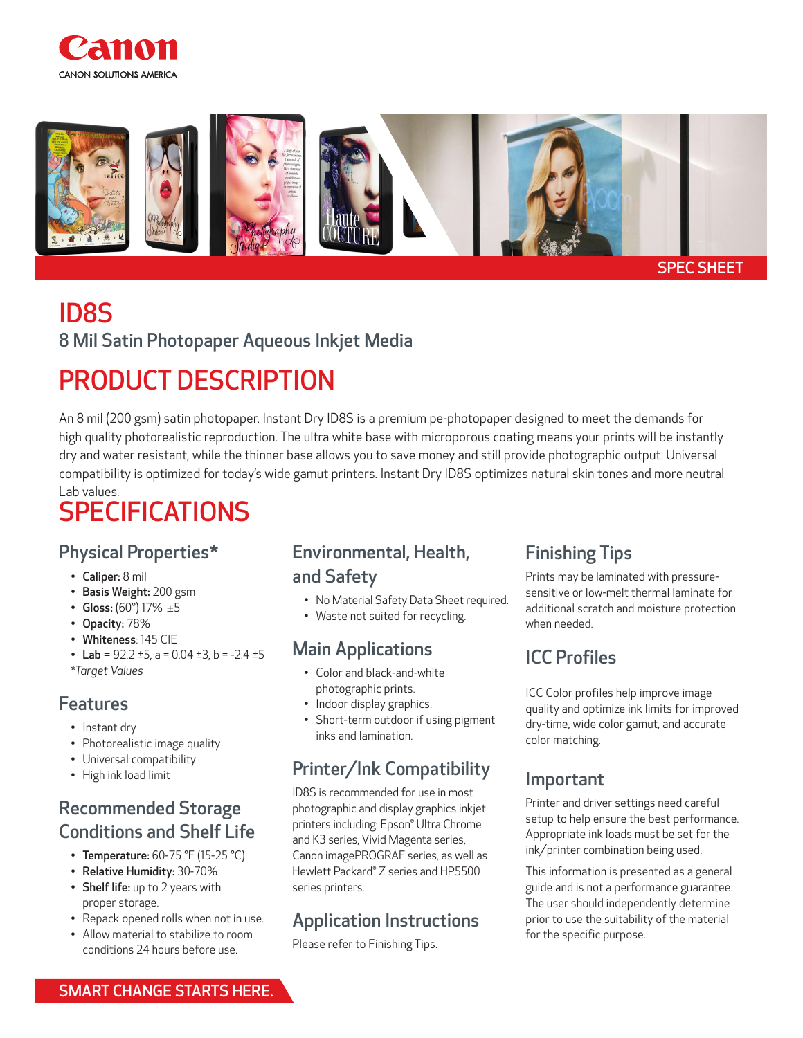Canon

CANON SOLUTIONS AMERICA

SPEC SHEET

# ID8S

8 Mil Satin Photopaper Aqueous Inkjet Media

# PRODUCT DESCRIPTION

An 8 mil (200 gsm) satin photopaper. Instant Dry ID8S is a premium pe-photopaper designed to meet the demands for high quality photorealistic reproduction. The ultra white base with microporous coating means your prints will be instantly dry and water resistant, while the thinner base allows you to save money and still provide photographic output. Universal compatibility is optimized for today's wide gamut printers. Instant Dry ID8S optimizes natural skin tones and more neutral Lab values.

# SPECIFICATIONS

## Physical Properties*

- **Caliper:** 8 mil
- **Basis Weight:** 200 gsm
- **Gloss:** (60°) 17% ±5
- **Opacity:** 78%
- **Whiteness**: 145 CIE
- **Lab =** 92.2 ±5, a = 0.04 ±3, b = -2.4 ±5

*Target Values*

## Features

- Instant dry
- Photorealistic image quality
- Universal compatibility
- High ink load limit

## Recommended Storage Conditions and Shelf Life

- **Temperature:** 60-75 °F (15-25 °C)
- **Relative Humidity:** 30-70%
- **Shelf life:** up to 2 years with proper storage.
- Repack opened rolls when not in use.
- Allow material to stabilize to room conditions 24 hours before use.

## Environmental, Health, and Safety

- No Material Safety Data Sheet required.
- Waste not suited for recycling.

## Main Applications

- Color and black-and-white photographic prints.
- Indoor display graphics.
- Short-term outdoor if using pigment inks and lamination.

## Printer/Ink Compatibility

ID8S is recommended for use in most photographic and display graphics inkjet printers including: Epson® Ultra Chrome and K3 series, Vivid Magenta series, Canon imagePROGRAF series, as well as Hewlett Packard® Z series and HP5500 series printers.

## Application Instructions

Please refer to Finishing Tips.

## Finishing Tips

Prints may be laminated with pressure-sensitive or low-melt thermal laminate for additional scratch and moisture protection when needed.

## ICC Profiles

ICC Color profiles help improve image quality and optimize ink limits for improved dry-time, wide color gamut, and accurate color matching.

## Important

Printer and driver settings need careful setup to help ensure the best performance. Appropriate ink loads must be set for the ink/printer combination being used.

This information is presented as a general guide and is not a performance guarantee. The user should independently determine prior to use the suitability of the material for the specific purpose.

SMART CHANGE STARTS HERE.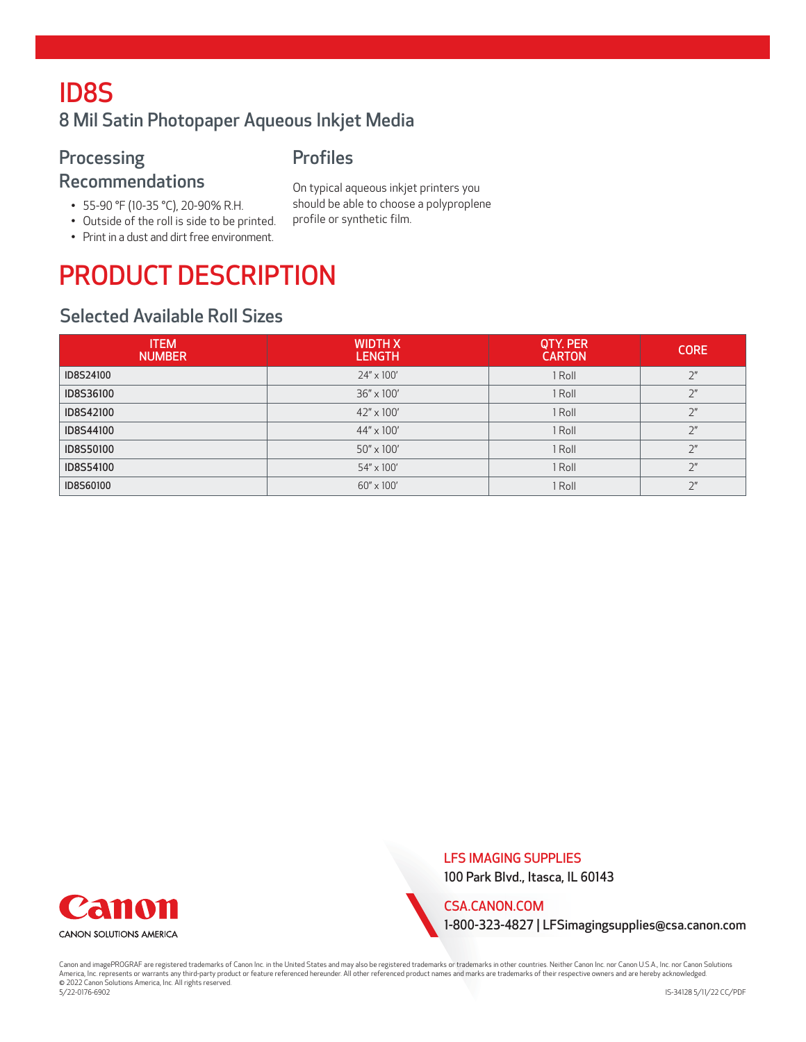# ID8S

## 8 Mil Satin Photopaper Aqueous Inkjet Media

### Processing Recommendations

- 55-90 °F (10-35 °C), 20-90% R.H.
- Outside of the roll is side to be printed.
- Print in a dust and dirt free environment.

### Profiles

On typical aqueous inkjet printers you should be able to choose a polyproplene profile or synthetic film.

# PRODUCT DESCRIPTION

## Selected Available Roll Sizes

| ITEM NUMBER | WIDTH X LENGTH | QTY. PER CARTON | CORE |
|---|---|---|---|
| ID8S24100 | 24" x 100' | 1 Roll | 2" |
| ID8S36100 | 36" x 100' | 1 Roll | 2" |
| ID8S42100 | 42" x 100' | 1 Roll | 2" |
| ID8S44100 | 44" x 100' | 1 Roll | 2" |
| ID8S50100 | 50" x 100' | 1 Roll | 2" |
| ID8S54100 | 54" x 100' | 1 Roll | 2" |
| ID8S60100 | 60" x 100' | 1 Roll | 2" |

Canon

CANON SOLUTIONS AMERICA

LFS IMAGING SUPPLIES
100 Park Blvd., Itasca, IL 60143

CSA.CANON.COM
1-800-323-4827 | LFSimagingsupplies@csa.canon.com

Canon and imagePROGRAF are registered trademarks of Canon Inc. in the United States and may also be registered trademarks or trademarks in other countries. Neither Canon Inc. nor Canon U.S.A., Inc. nor Canon Solutions America, Inc. represents or warrants any third-party product or feature referenced hereunder. All other referenced product names and marks are trademarks of their respective owners and are hereby acknowledged.
© 2022 Canon Solutions America, Inc. All rights reserved.
5/22-0176-6902

IS-34128 5/11/22 CC/PDF